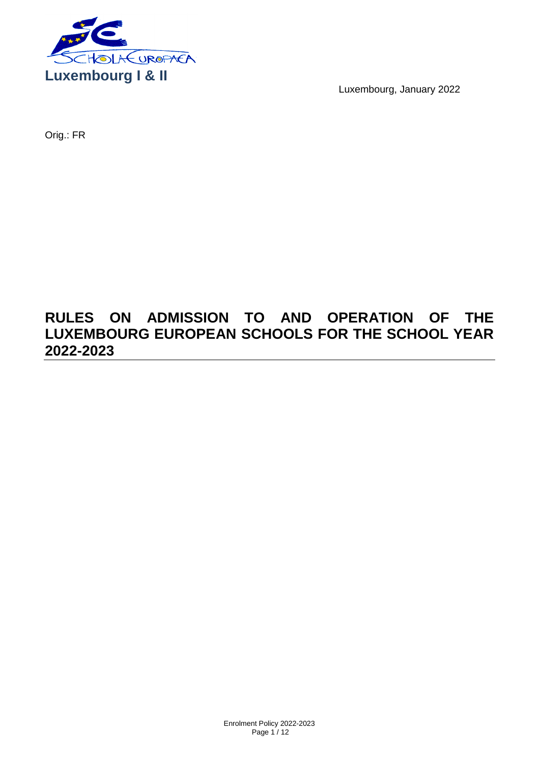**Luxembourg I & II**

Luxembourg, January 2022

Orig.: FR

# RULES ON ADMISSION TO AND OPERATION OF THE LUXEMBOURG EUROPEAN SCHOOLS FOR THE SCHOOL YEAR 2022-2023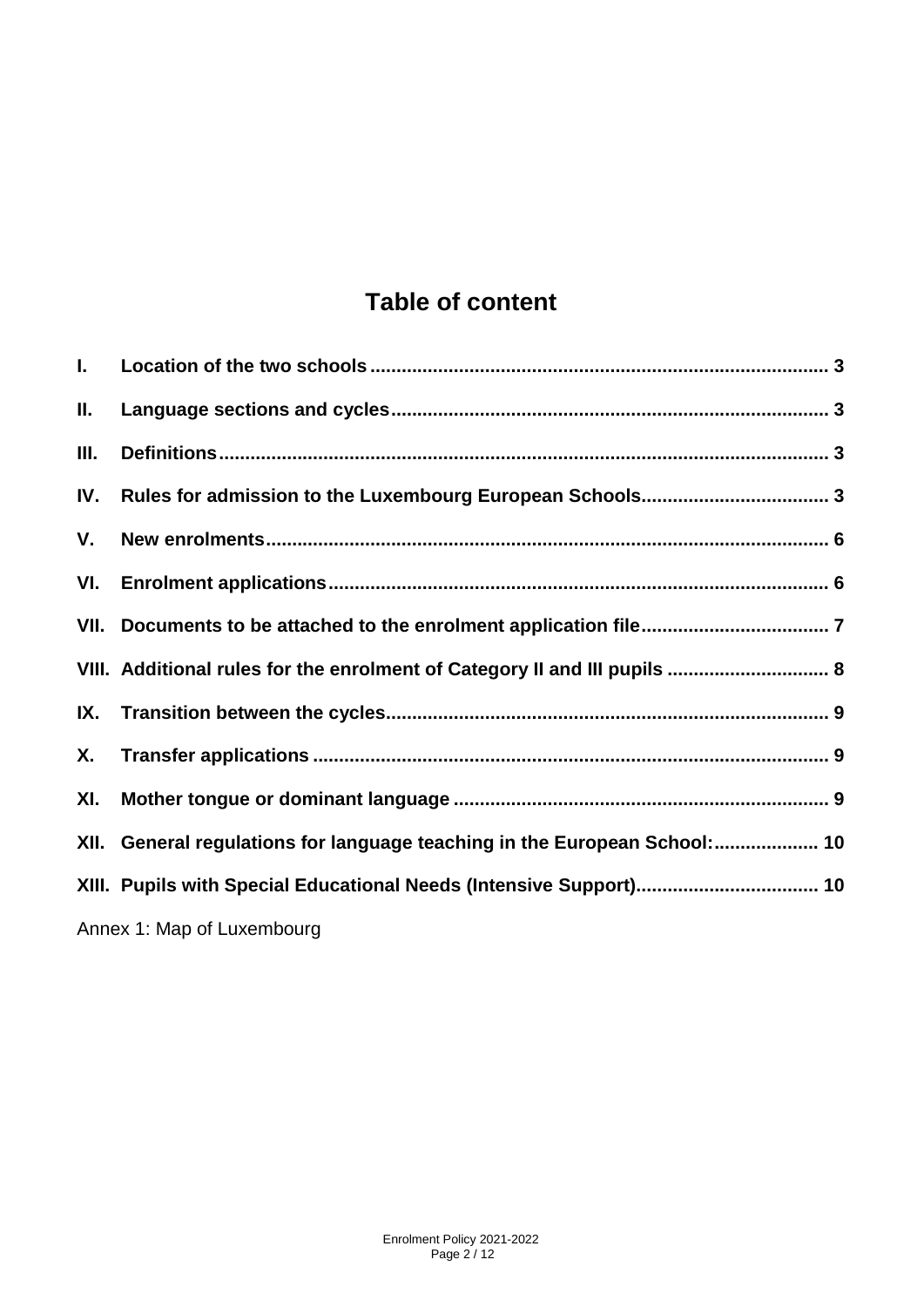# Table of content

| | | |
|---|---|---|
| **I.** | **Location of the two schools** | **3** |
| **II.** | **Language sections and cycles** | **3** |
| **III.** | **Definitions** | **3** |
| **IV.** | **Rules for admission to the Luxembourg European Schools** | **3** |
| **V.** | **New enrolments** | **6** |
| **VI.** | **Enrolment applications** | **6** |
| **VII.** | **Documents to be attached to the enrolment application file** | **7** |
| **VIII.** | **Additional rules for the enrolment of Category II and III pupils** | **8** |
| **IX.** | **Transition between the cycles** | **9** |
| **X.** | **Transfer applications** | **9** |
| **XI.** | **Mother tongue or dominant language** | **9** |
| **XII.** | **General regulations for language teaching in the European School:** | **10** |
| **XIII.** | **Pupils with Special Educational Needs (Intensive Support)** | **10** |

Annex 1: Map of Luxembourg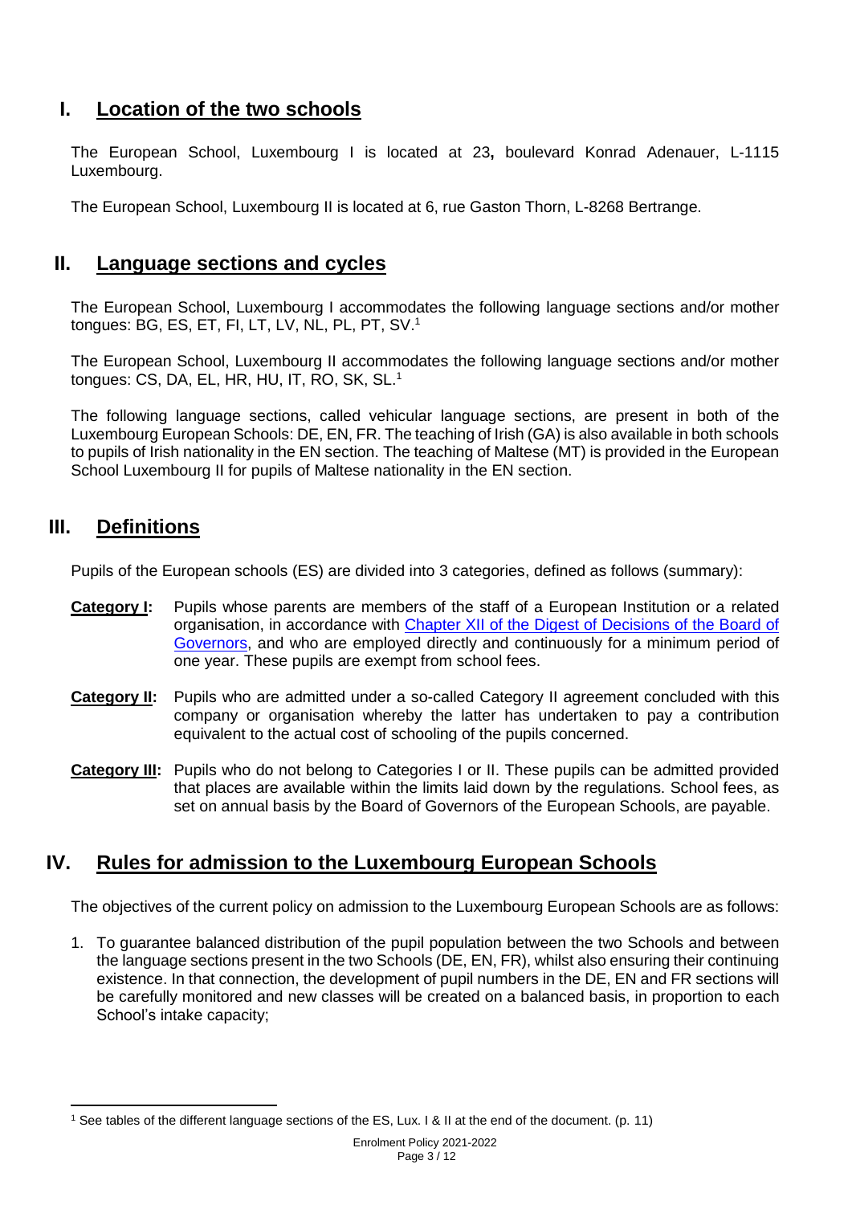## I. Location of the two schools

The European School, Luxembourg I is located at 23**,** boulevard Konrad Adenauer, L-1115 Luxembourg.

The European School, Luxembourg II is located at 6, rue Gaston Thorn, L-8268 Bertrange.

## II. Language sections and cycles

The European School, Luxembourg I accommodates the following language sections and/or mother tongues: BG, ES, ET, FI, LT, LV, NL, PL, PT, SV.[1]

The European School, Luxembourg II accommodates the following language sections and/or mother tongues: CS, DA, EL, HR, HU, IT, RO, SK, SL.[1]

The following language sections, called vehicular language sections, are present in both of the Luxembourg European Schools: DE, EN, FR. The teaching of Irish (GA) is also available in both schools to pupils of Irish nationality in the EN section. The teaching of Maltese (MT) is provided in the European School Luxembourg II for pupils of Maltese nationality in the EN section.

## III. Definitions

Pupils of the European schools (ES) are divided into 3 categories, defined as follows (summary):

**Category I:** Pupils whose parents are members of the staff of a European Institution or a related organisation, in accordance with [Chapter XII of the Digest of Decisions of the Board of Governors](), and who are employed directly and continuously for a minimum period of one year. These pupils are exempt from school fees.

**Category II:** Pupils who are admitted under a so-called Category II agreement concluded with this company or organisation whereby the latter has undertaken to pay a contribution equivalent to the actual cost of schooling of the pupils concerned.

**Category III:** Pupils who do not belong to Categories I or II. These pupils can be admitted provided that places are available within the limits laid down by the regulations. School fees, as set on annual basis by the Board of Governors of the European Schools, are payable.

## IV. Rules for admission to the Luxembourg European Schools

The objectives of the current policy on admission to the Luxembourg European Schools are as follows:

1. To guarantee balanced distribution of the pupil population between the two Schools and between the language sections present in the two Schools (DE, EN, FR), whilst also ensuring their continuing existence. In that connection, the development of pupil numbers in the DE, EN and FR sections will be carefully monitored and new classes will be created on a balanced basis, in proportion to each School's intake capacity;

---

[1] See tables of the different language sections of the ES, Lux. I & II at the end of the document. (p. 11)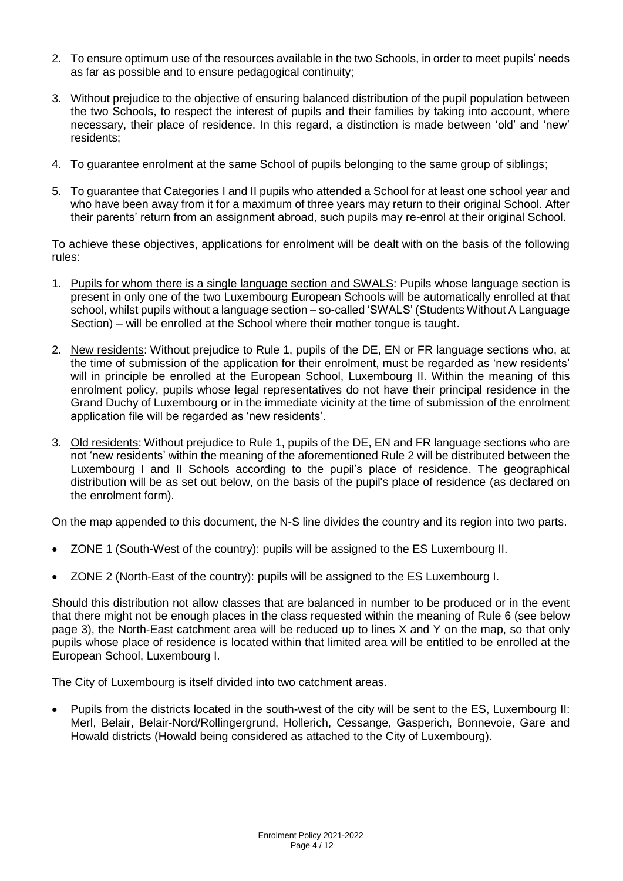2. To ensure optimum use of the resources available in the two Schools, in order to meet pupils' needs as far as possible and to ensure pedagogical continuity;

3. Without prejudice to the objective of ensuring balanced distribution of the pupil population between the two Schools, to respect the interest of pupils and their families by taking into account, where necessary, their place of residence. In this regard, a distinction is made between 'old' and 'new' residents;

4. To guarantee enrolment at the same School of pupils belonging to the same group of siblings;

5. To guarantee that Categories I and II pupils who attended a School for at least one school year and who have been away from it for a maximum of three years may return to their original School. After their parents' return from an assignment abroad, such pupils may re-enrol at their original School.

To achieve these objectives, applications for enrolment will be dealt with on the basis of the following rules:

1. <u>Pupils for whom there is a single language section and SWALS</u>: Pupils whose language section is present in only one of the two Luxembourg European Schools will be automatically enrolled at that school, whilst pupils without a language section – so-called 'SWALS' (Students Without A Language Section) – will be enrolled at the School where their mother tongue is taught.

2. <u>New residents</u>: Without prejudice to Rule 1, pupils of the DE, EN or FR language sections who, at the time of submission of the application for their enrolment, must be regarded as 'new residents' will in principle be enrolled at the European School, Luxembourg II. Within the meaning of this enrolment policy, pupils whose legal representatives do not have their principal residence in the Grand Duchy of Luxembourg or in the immediate vicinity at the time of submission of the enrolment application file will be regarded as 'new residents'.

3. <u>Old residents</u>: Without prejudice to Rule 1, pupils of the DE, EN and FR language sections who are not 'new residents' within the meaning of the aforementioned Rule 2 will be distributed between the Luxembourg I and II Schools according to the pupil's place of residence. The geographical distribution will be as set out below, on the basis of the pupil's place of residence (as declared on the enrolment form).

On the map appended to this document, the N-S line divides the country and its region into two parts.

- ZONE 1 (South-West of the country): pupils will be assigned to the ES Luxembourg II.
- ZONE 2 (North-East of the country): pupils will be assigned to the ES Luxembourg I.

Should this distribution not allow classes that are balanced in number to be produced or in the event that there might not be enough places in the class requested within the meaning of Rule 6 (see below page 3), the North-East catchment area will be reduced up to lines X and Y on the map, so that only pupils whose place of residence is located within that limited area will be entitled to be enrolled at the European School, Luxembourg I.

The City of Luxembourg is itself divided into two catchment areas.

- Pupils from the districts located in the south-west of the city will be sent to the ES, Luxembourg II: Merl, Belair, Belair-Nord/Rollingergrund, Hollerich, Cessange, Gasperich, Bonnevoie, Gare and Howald districts (Howald being considered as attached to the City of Luxembourg).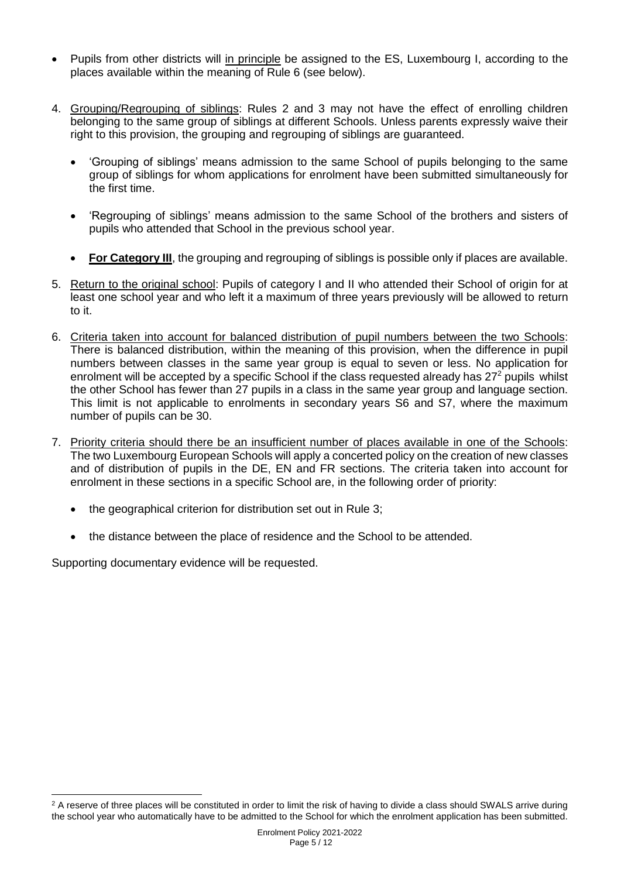- Pupils from other districts will in principle be assigned to the ES, Luxembourg I, according to the places available within the meaning of Rule 6 (see below).

4. Grouping/Regrouping of siblings: Rules 2 and 3 may not have the effect of enrolling children belonging to the same group of siblings at different Schools. Unless parents expressly waive their right to this provision, the grouping and regrouping of siblings are guaranteed.

   - 'Grouping of siblings' means admission to the same School of pupils belonging to the same group of siblings for whom applications for enrolment have been submitted simultaneously for the first time.

   - 'Regrouping of siblings' means admission to the same School of the brothers and sisters of pupils who attended that School in the previous school year.

   - **For Category III**, the grouping and regrouping of siblings is possible only if places are available.

5. Return to the original school: Pupils of category I and II who attended their School of origin for at least one school year and who left it a maximum of three years previously will be allowed to return to it.

6. Criteria taken into account for balanced distribution of pupil numbers between the two Schools: There is balanced distribution, within the meaning of this provision, when the difference in pupil numbers between classes in the same year group is equal to seven or less. No application for enrolment will be accepted by a specific School if the class requested already has 27[2] pupils whilst the other School has fewer than 27 pupils in a class in the same year group and language section. This limit is not applicable to enrolments in secondary years S6 and S7, where the maximum number of pupils can be 30.

7. Priority criteria should there be an insufficient number of places available in one of the Schools: The two Luxembourg European Schools will apply a concerted policy on the creation of new classes and of distribution of pupils in the DE, EN and FR sections. The criteria taken into account for enrolment in these sections in a specific School are, in the following order of priority:

   - the geographical criterion for distribution set out in Rule 3;

   - the distance between the place of residence and the School to be attended.

Supporting documentary evidence will be requested.

[2] A reserve of three places will be constituted in order to limit the risk of having to divide a class should SWALS arrive during the school year who automatically have to be admitted to the School for which the enrolment application has been submitted.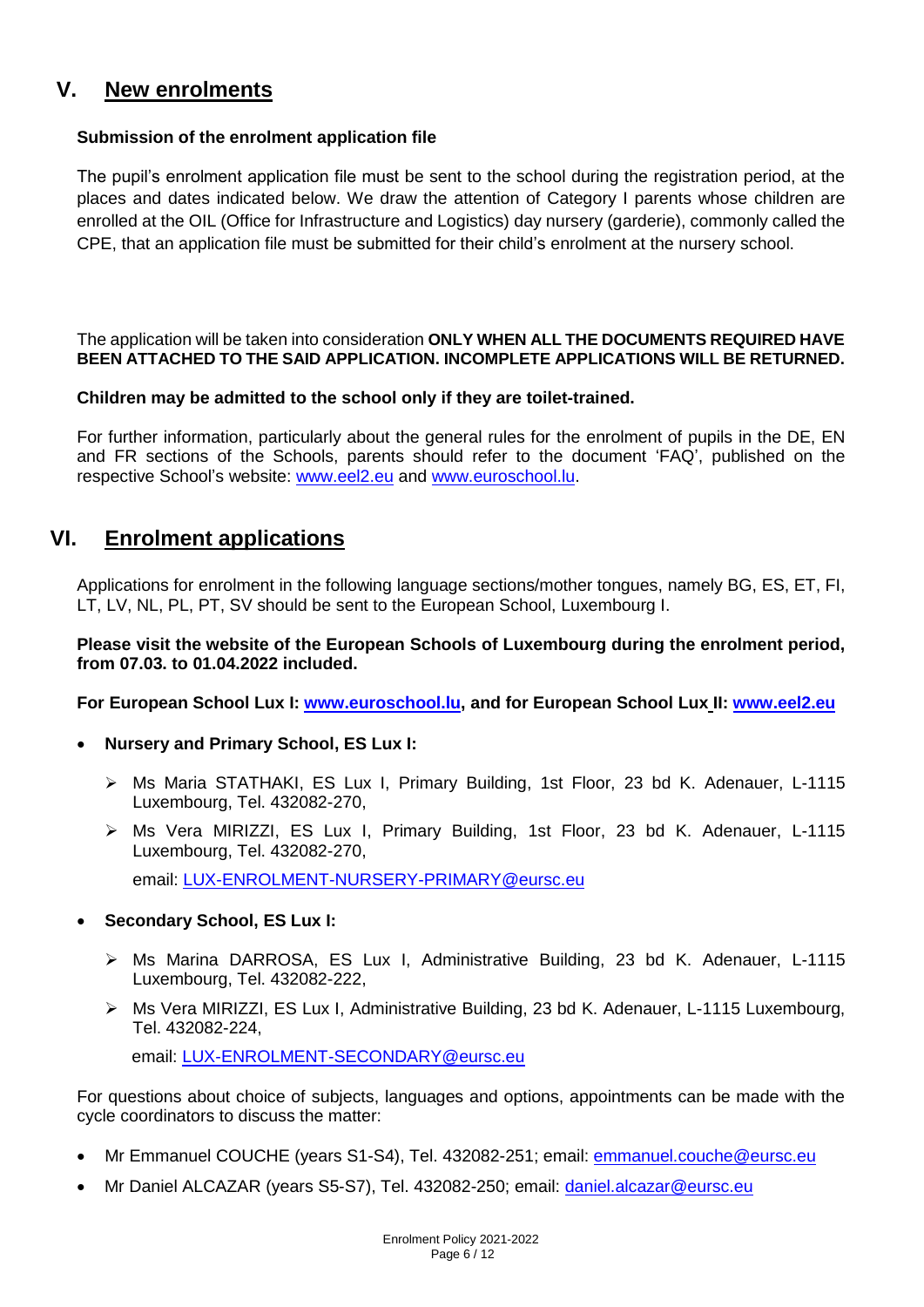## V. New enrolments

**Submission of the enrolment application file**

The pupil's enrolment application file must be sent to the school during the registration period, at the places and dates indicated below. We draw the attention of Category I parents whose children are enrolled at the OIL (Office for Infrastructure and Logistics) day nursery (garderie), commonly called the CPE, that an application file must be submitted for their child's enrolment at the nursery school.

The application will be taken into consideration **ONLY WHEN ALL THE DOCUMENTS REQUIRED HAVE BEEN ATTACHED TO THE SAID APPLICATION. INCOMPLETE APPLICATIONS WILL BE RETURNED.**

**Children may be admitted to the school only if they are toilet-trained.**

For further information, particularly about the general rules for the enrolment of pupils in the DE, EN and FR sections of the Schools, parents should refer to the document 'FAQ', published on the respective School's website: www.eel2.eu and www.euroschool.lu.

## VI. Enrolment applications

Applications for enrolment in the following language sections/mother tongues, namely BG, ES, ET, FI, LT, LV, NL, PL, PT, SV should be sent to the European School, Luxembourg I.

**Please visit the website of the European Schools of Luxembourg during the enrolment period, from 07.03. to 01.04.2022 included.**

**For European School Lux I: www.euroschool.lu, and for European School Lux II: www.eel2.eu**

- **Nursery and Primary School, ES Lux I:**
  - Ms Maria STATHAKI, ES Lux I, Primary Building, 1st Floor, 23 bd K. Adenauer, L-1115 Luxembourg, Tel. 432082-270,
  - Ms Vera MIRIZZI, ES Lux I, Primary Building, 1st Floor, 23 bd K. Adenauer, L-1115 Luxembourg, Tel. 432082-270,

    email: LUX-ENROLMENT-NURSERY-PRIMARY@eursc.eu

- **Secondary School, ES Lux I:**
  - Ms Marina DARROSA, ES Lux I, Administrative Building, 23 bd K. Adenauer, L-1115 Luxembourg, Tel. 432082-222,
  - Ms Vera MIRIZZI, ES Lux I, Administrative Building, 23 bd K. Adenauer, L-1115 Luxembourg, Tel. 432082-224,

    email: LUX-ENROLMENT-SECONDARY@eursc.eu

For questions about choice of subjects, languages and options, appointments can be made with the cycle coordinators to discuss the matter:

- Mr Emmanuel COUCHE (years S1-S4), Tel. 432082-251; email: emmanuel.couche@eursc.eu
- Mr Daniel ALCAZAR (years S5-S7), Tel. 432082-250; email: daniel.alcazar@eursc.eu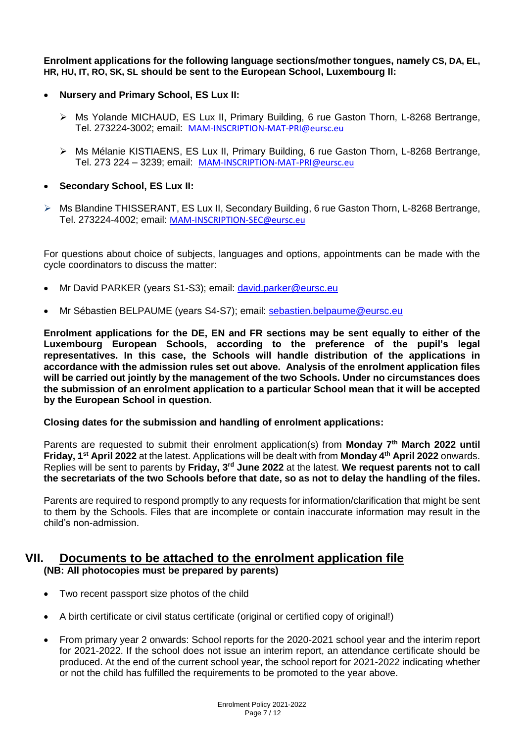**Enrolment applications for the following language sections/mother tongues, namely CS, DA, EL, HR, HU, IT, RO, SK, SL should be sent to the European School, Luxembourg II:**

- **Nursery and Primary School, ES Lux II:**
  - Ms Yolande MICHAUD, ES Lux II, Primary Building, 6 rue Gaston Thorn, L-8268 Bertrange, Tel. 273224-3002; email: MAM-INSCRIPTION-MAT-PRI@eursc.eu
  - Ms Mélanie KISTIAENS, ES Lux II, Primary Building, 6 rue Gaston Thorn, L-8268 Bertrange, Tel. 273 224 – 3239; email: MAM-INSCRIPTION-MAT-PRI@eursc.eu

- **Secondary School, ES Lux II:**
  - Ms Blandine THISSERANT, ES Lux II, Secondary Building, 6 rue Gaston Thorn, L-8268 Bertrange, Tel. 273224-4002; email: MAM-INSCRIPTION-SEC@eursc.eu

For questions about choice of subjects, languages and options, appointments can be made with the cycle coordinators to discuss the matter:

- Mr David PARKER (years S1-S3); email: david.parker@eursc.eu
- Mr Sébastien BELPAUME (years S4-S7); email: sebastien.belpaume@eursc.eu

**Enrolment applications for the DE, EN and FR sections may be sent equally to either of the Luxembourg European Schools, according to the preference of the pupil's legal representatives. In this case, the Schools will handle distribution of the applications in accordance with the admission rules set out above. Analysis of the enrolment application files will be carried out jointly by the management of the two Schools. Under no circumstances does the submission of an enrolment application to a particular School mean that it will be accepted by the European School in question.**

**Closing dates for the submission and handling of enrolment applications:**

Parents are requested to submit their enrolment application(s) from **Monday 7th March 2022 until Friday, 1st April 2022** at the latest. Applications will be dealt with from **Monday 4th April 2022** onwards. Replies will be sent to parents by **Friday, 3rd June 2022** at the latest. **We request parents not to call the secretariats of the two Schools before that date, so as not to delay the handling of the files.**

Parents are required to respond promptly to any requests for information/clarification that might be sent to them by the Schools. Files that are incomplete or contain inaccurate information may result in the child's non-admission.

## VII. Documents to be attached to the enrolment application file

**(NB: All photocopies must be prepared by parents)**

- Two recent passport size photos of the child
- A birth certificate or civil status certificate (original or certified copy of original!)
- From primary year 2 onwards: School reports for the 2020-2021 school year and the interim report for 2021-2022. If the school does not issue an interim report, an attendance certificate should be produced. At the end of the current school year, the school report for 2021-2022 indicating whether or not the child has fulfilled the requirements to be promoted to the year above.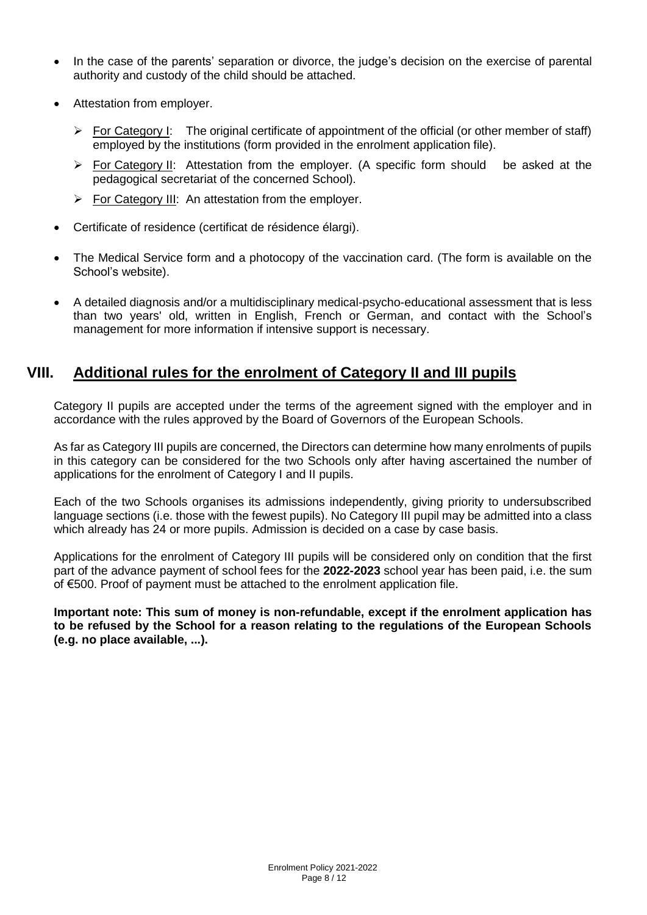- In the case of the parents' separation or divorce, the judge's decision on the exercise of parental authority and custody of the child should be attached.
- Attestation from employer.
  - For Category I: The original certificate of appointment of the official (or other member of staff) employed by the institutions (form provided in the enrolment application file).
  - For Category II: Attestation from the employer. (A specific form should be asked at the pedagogical secretariat of the concerned School).
  - For Category III: An attestation from the employer.
- Certificate of residence (certificat de résidence élargi).
- The Medical Service form and a photocopy of the vaccination card. (The form is available on the School's website).
- A detailed diagnosis and/or a multidisciplinary medical-psycho-educational assessment that is less than two years' old, written in English, French or German, and contact with the School's management for more information if intensive support is necessary.

## VIII. Additional rules for the enrolment of Category II and III pupils

Category II pupils are accepted under the terms of the agreement signed with the employer and in accordance with the rules approved by the Board of Governors of the European Schools.

As far as Category III pupils are concerned, the Directors can determine how many enrolments of pupils in this category can be considered for the two Schools only after having ascertained the number of applications for the enrolment of Category I and II pupils.

Each of the two Schools organises its admissions independently, giving priority to undersubscribed language sections (i.e. those with the fewest pupils). No Category III pupil may be admitted into a class which already has 24 or more pupils. Admission is decided on a case by case basis.

Applications for the enrolment of Category III pupils will be considered only on condition that the first part of the advance payment of school fees for the **2022-2023** school year has been paid, i.e. the sum of €500. Proof of payment must be attached to the enrolment application file.

**Important note: This sum of money is non-refundable, except if the enrolment application has to be refused by the School for a reason relating to the regulations of the European Schools (e.g. no place available, ...).**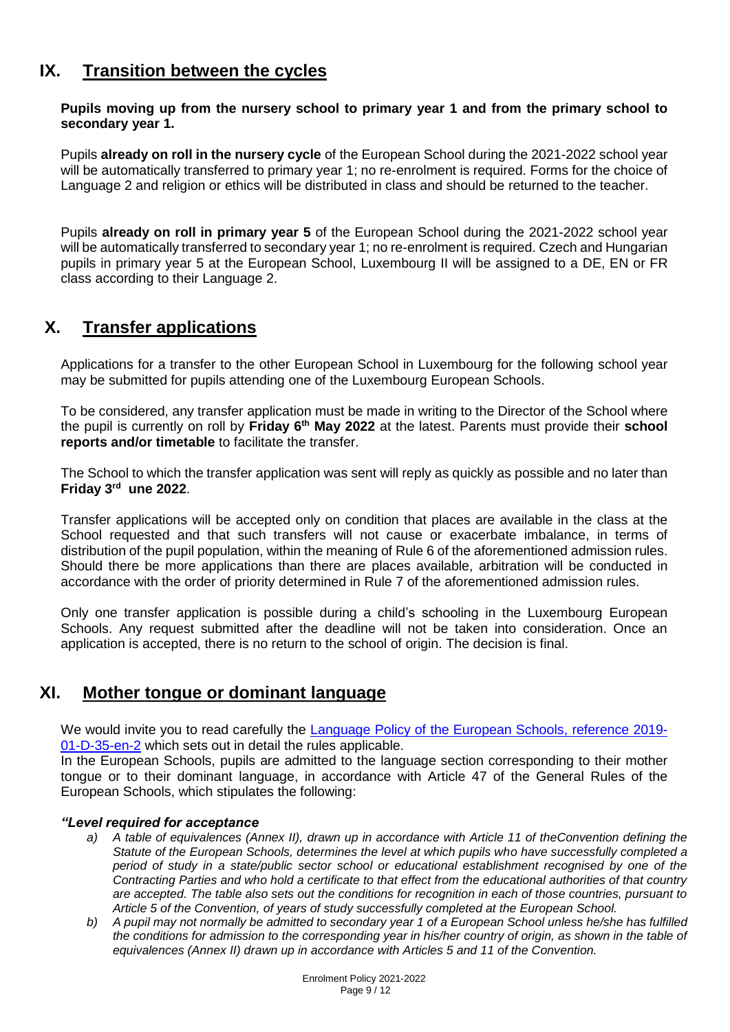## IX. Transition between the cycles

**Pupils moving up from the nursery school to primary year 1 and from the primary school to secondary year 1.**

Pupils **already on roll in the nursery cycle** of the European School during the 2021-2022 school year will be automatically transferred to primary year 1; no re-enrolment is required. Forms for the choice of Language 2 and religion or ethics will be distributed in class and should be returned to the teacher.

Pupils **already on roll in primary year 5** of the European School during the 2021-2022 school year will be automatically transferred to secondary year 1; no re-enrolment is required. Czech and Hungarian pupils in primary year 5 at the European School, Luxembourg II will be assigned to a DE, EN or FR class according to their Language 2.

## X. Transfer applications

Applications for a transfer to the other European School in Luxembourg for the following school year may be submitted for pupils attending one of the Luxembourg European Schools.

To be considered, any transfer application must be made in writing to the Director of the School where the pupil is currently on roll by **Friday 6th May 2022** at the latest. Parents must provide their **school reports and/or timetable** to facilitate the transfer.

The School to which the transfer application was sent will reply as quickly as possible and no later than **Friday 3rd une 2022**.

Transfer applications will be accepted only on condition that places are available in the class at the School requested and that such transfers will not cause or exacerbate imbalance, in terms of distribution of the pupil population, within the meaning of Rule 6 of the aforementioned admission rules. Should there be more applications than there are places available, arbitration will be conducted in accordance with the order of priority determined in Rule 7 of the aforementioned admission rules.

Only one transfer application is possible during a child's schooling in the Luxembourg European Schools. Any request submitted after the deadline will not be taken into consideration. Once an application is accepted, there is no return to the school of origin. The decision is final.

## XI. Mother tongue or dominant language

We would invite you to read carefully the [Language Policy of the European Schools, reference 2019-01-D-35-en-2]() which sets out in detail the rules applicable.

In the European Schools, pupils are admitted to the language section corresponding to their mother tongue or to their dominant language, in accordance with Article 47 of the General Rules of the European Schools, which stipulates the following:

***"Level required for acceptance***

*a) A table of equivalences (Annex II), drawn up in accordance with Article 11 of theConvention defining the Statute of the European Schools, determines the level at which pupils who have successfully completed a period of study in a state/public sector school or educational establishment recognised by one of the Contracting Parties and who hold a certificate to that effect from the educational authorities of that country are accepted. The table also sets out the conditions for recognition in each of those countries, pursuant to Article 5 of the Convention, of years of study successfully completed at the European School.*

*b) A pupil may not normally be admitted to secondary year 1 of a European School unless he/she has fulfilled the conditions for admission to the corresponding year in his/her country of origin, as shown in the table of equivalences (Annex II) drawn up in accordance with Articles 5 and 11 of the Convention.*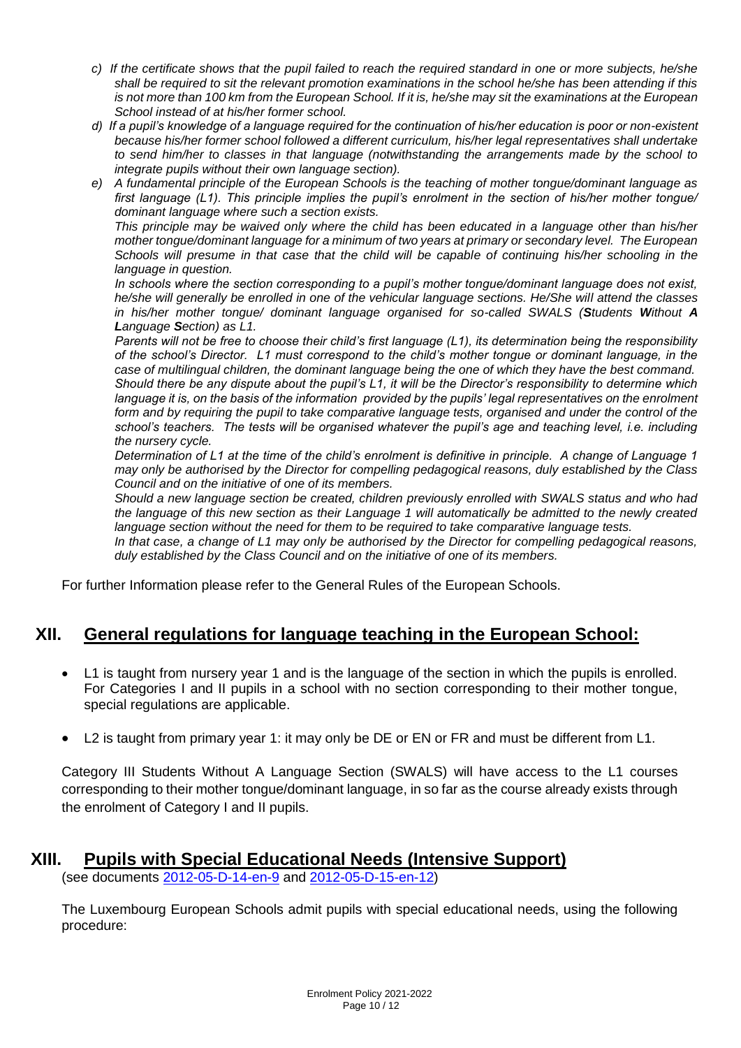*c) If the certificate shows that the pupil failed to reach the required standard in one or more subjects, he/she shall be required to sit the relevant promotion examinations in the school he/she has been attending if this is not more than 100 km from the European School. If it is, he/she may sit the examinations at the European School instead of at his/her former school.*

*d) If a pupil's knowledge of a language required for the continuation of his/her education is poor or non-existent because his/her former school followed a different curriculum, his/her legal representatives shall undertake to send him/her to classes in that language (notwithstanding the arrangements made by the school to integrate pupils without their own language section).*

*e) A fundamental principle of the European Schools is the teaching of mother tongue/dominant language as first language (L1). This principle implies the pupil's enrolment in the section of his/her mother tongue/ dominant language where such a section exists.*

*This principle may be waived only where the child has been educated in a language other than his/her mother tongue/dominant language for a minimum of two years at primary or secondary level. The European Schools will presume in that case that the child will be capable of continuing his/her schooling in the language in question.*

*In schools where the section corresponding to a pupil's mother tongue/dominant language does not exist, he/she will generally be enrolled in one of the vehicular language sections. He/She will attend the classes in his/her mother tongue/ dominant language organised for so-called SWALS (**S**tudents **W**ithout **A** **L**anguage **S**ection) as L1.*

*Parents will not be free to choose their child's first language (L1), its determination being the responsibility of the school's Director. L1 must correspond to the child's mother tongue or dominant language, in the case of multilingual children, the dominant language being the one of which they have the best command.*

*Should there be any dispute about the pupil's L1, it will be the Director's responsibility to determine which language it is, on the basis of the information provided by the pupils' legal representatives on the enrolment form and by requiring the pupil to take comparative language tests, organised and under the control of the school's teachers. The tests will be organised whatever the pupil's age and teaching level, i.e. including the nursery cycle.*

*Determination of L1 at the time of the child's enrolment is definitive in principle. A change of Language 1 may only be authorised by the Director for compelling pedagogical reasons, duly established by the Class Council and on the initiative of one of its members.*

*Should a new language section be created, children previously enrolled with SWALS status and who had the language of this new section as their Language 1 will automatically be admitted to the newly created language section without the need for them to be required to take comparative language tests.*

*In that case, a change of L1 may only be authorised by the Director for compelling pedagogical reasons, duly established by the Class Council and on the initiative of one of its members.*

For further Information please refer to the General Rules of the European Schools.

## XII. General regulations for language teaching in the European School:

- L1 is taught from nursery year 1 and is the language of the section in which the pupils is enrolled. For Categories I and II pupils in a school with no section corresponding to their mother tongue, special regulations are applicable.
- L2 is taught from primary year 1: it may only be DE or EN or FR and must be different from L1.

Category III Students Without A Language Section (SWALS) will have access to the L1 courses corresponding to their mother tongue/dominant language, in so far as the course already exists through the enrolment of Category I and II pupils.

## XIII. Pupils with Special Educational Needs (Intensive Support)

(see documents 2012-05-D-14-en-9 and 2012-05-D-15-en-12)

The Luxembourg European Schools admit pupils with special educational needs, using the following procedure: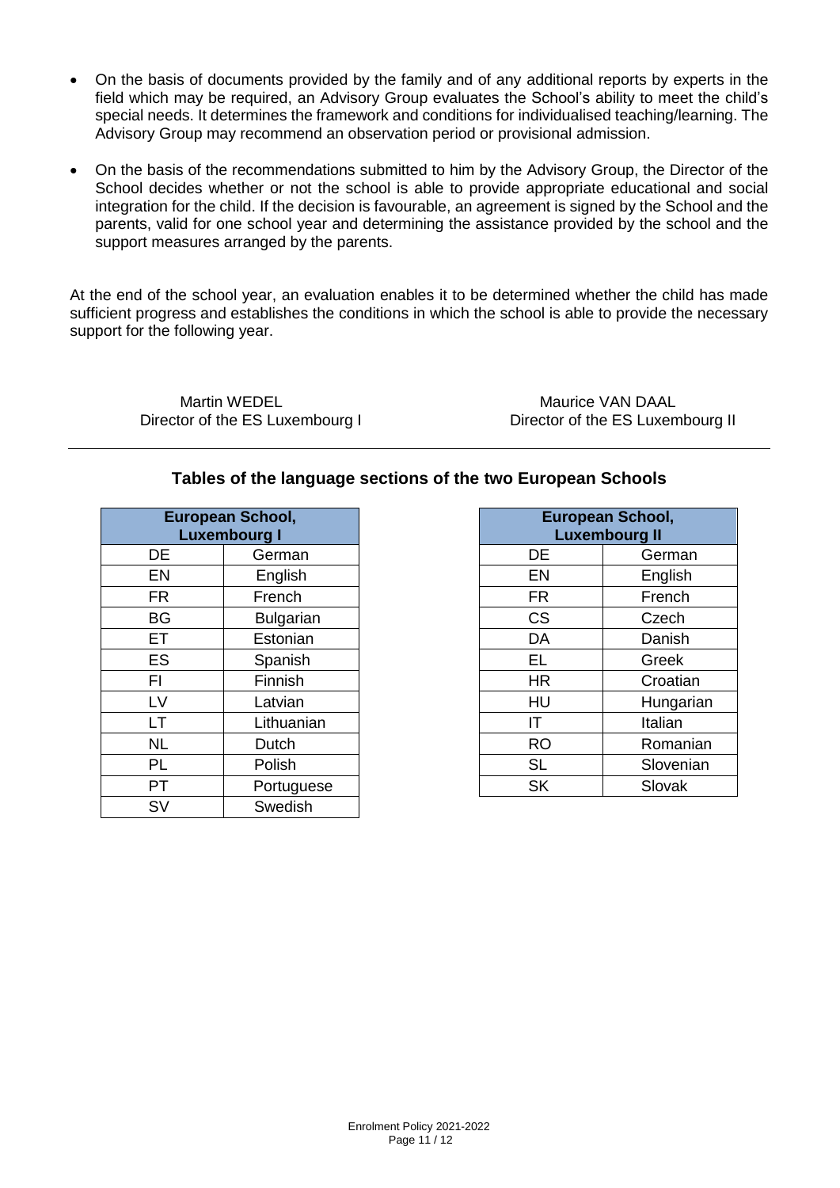- On the basis of documents provided by the family and of any additional reports by experts in the field which may be required, an Advisory Group evaluates the School's ability to meet the child's special needs. It determines the framework and conditions for individualised teaching/learning. The Advisory Group may recommend an observation period or provisional admission.
- On the basis of the recommendations submitted to him by the Advisory Group, the Director of the School decides whether or not the school is able to provide appropriate educational and social integration for the child. If the decision is favourable, an agreement is signed by the School and the parents, valid for one school year and determining the assistance provided by the school and the support measures arranged by the parents.

At the end of the school year, an evaluation enables it to be determined whether the child has made sufficient progress and establishes the conditions in which the school is able to provide the necessary support for the following year.

Martin WEDEL
Director of the ES Luxembourg I

Maurice VAN DAAL
Director of the ES Luxembourg II

---

## Tables of the language sections of the two European Schools

| **European School, Luxembourg I** | |
|---|---|
| DE | German |
| EN | English |
| FR | French |
| BG | Bulgarian |
| ET | Estonian |
| ES | Spanish |
| FI | Finnish |
| LV | Latvian |
| LT | Lithuanian |
| NL | Dutch |
| PL | Polish |
| PT | Portuguese |
| SV | Swedish |

| **European School, Luxembourg II** | |
|---|---|
| DE | German |
| EN | English |
| FR | French |
| CS | Czech |
| DA | Danish |
| EL | Greek |
| HR | Croatian |
| HU | Hungarian |
| IT | Italian |
| RO | Romanian |
| SL | Slovenian |
| SK | Slovak |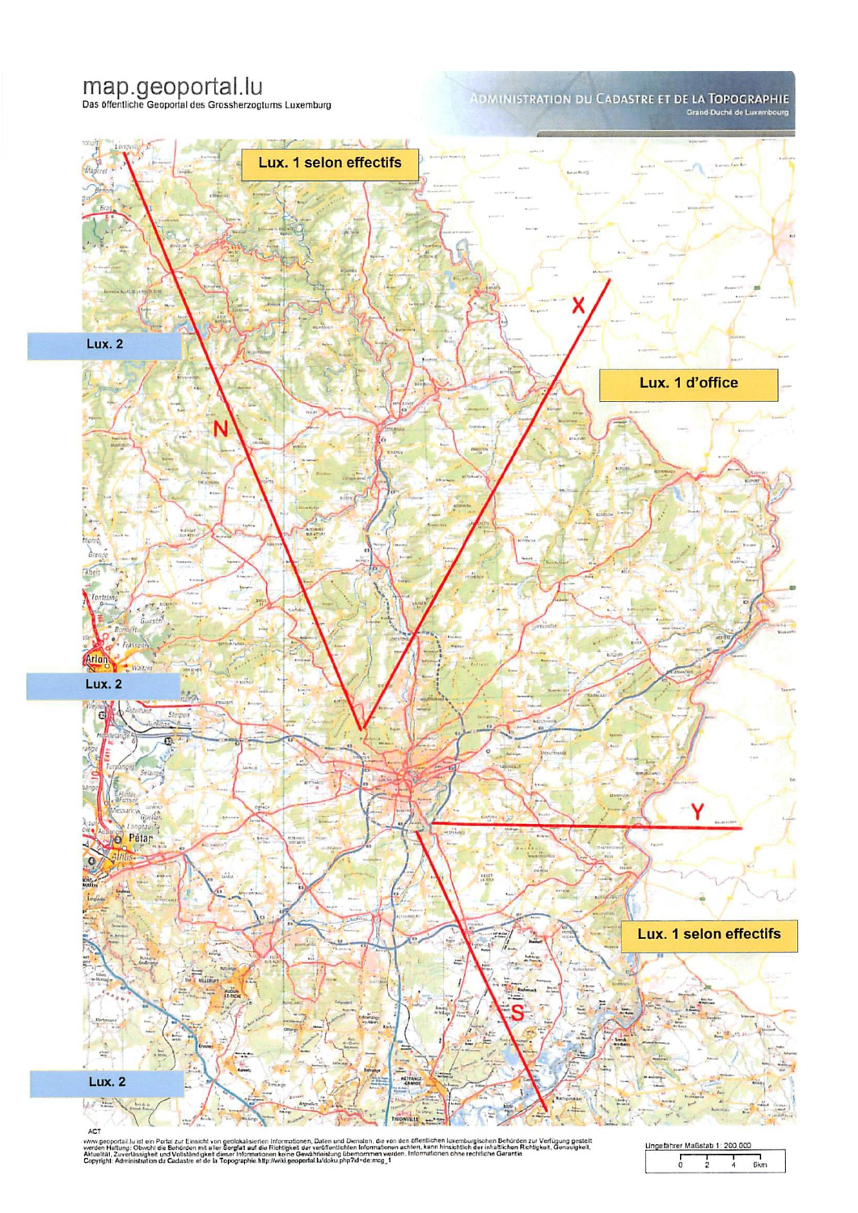map.geoportal.lu

Das öffentliche Geoportal des Grossherzogtums Luxemburg

ADMINISTRATION DU CADASTRE ET DE LA TOPOGRAPHIE

Grand-Duché de Luxembourg

Lux. 1 selon effectifs

Lux. 2

N

X

Lux. 1 d'office

Lux. 2

Y

Lux. 1 selon effectifs

S

Lux. 2

ACT

www.geoportail.lu ist ein Portal zur Einsicht von geolokalisierten Informationen, Daten und Diensten, die von den öffentlichen luxemburgischen Behörden zur Verfügung gestellt werden. Haftung: Obwohl die Behörden mit aller Sorgfalt auf die Richtigkeit der veröffentlichten Informationen achten, kann hinsichtlich der inhaltlichen Richtigkeit, Genauigkeit, Aktualität, Zuverlässigkeit und Vollständigkeit dieser Informationen keine Gewährleistung übernommen werden. Informationen ohne rechtliche Garantie

Copyright: Administration du Cadastre et de la Topographie http://wiki.geoportal.lu/doku.php?id=de:mcg_1

Ungefährer Maßstab 1: 200.000

0 2 4 6km